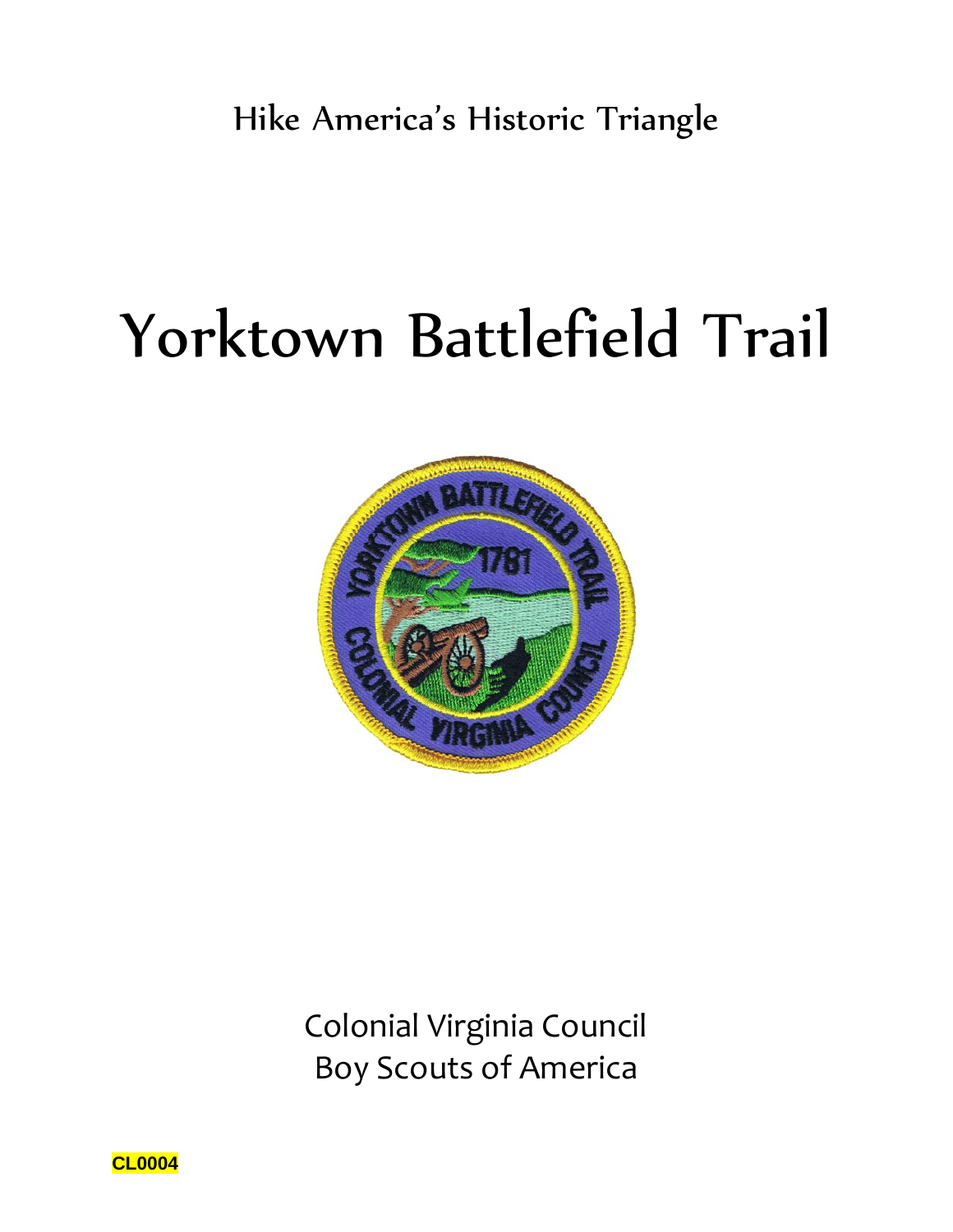Hike America's Historic Triangle

# Yorktown Battlefield Trail

Colonial Virginia Council
Boy Scouts of America

CL0004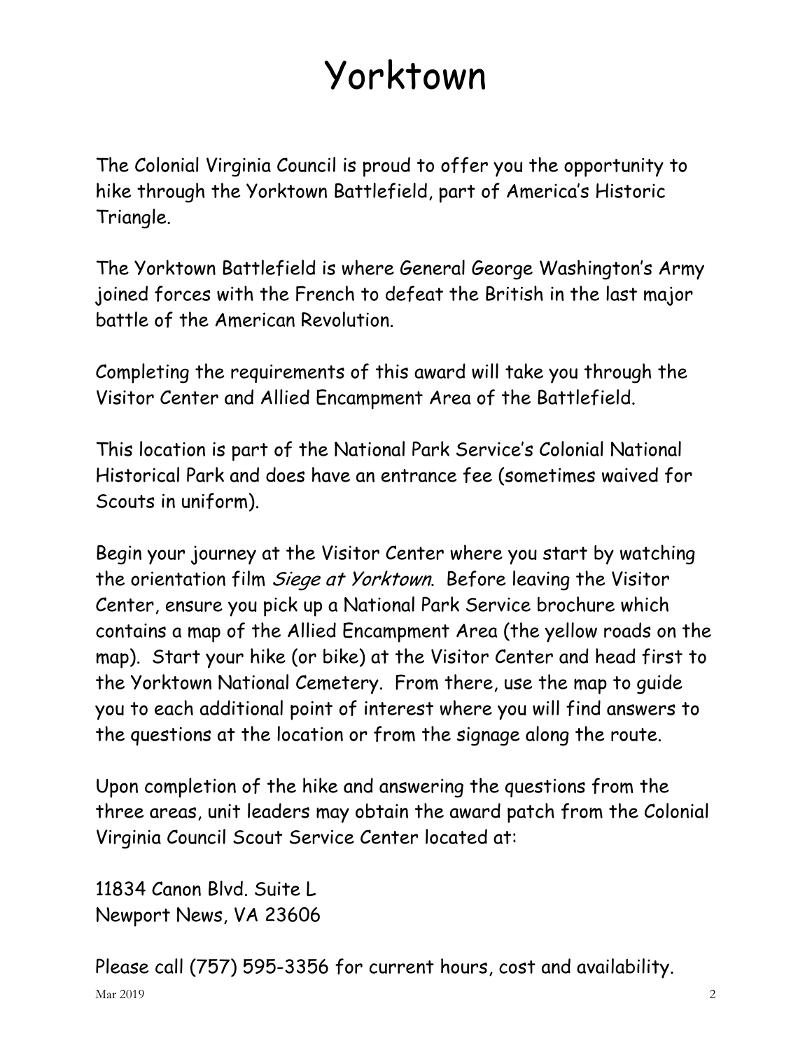# Yorktown

The Colonial Virginia Council is proud to offer you the opportunity to hike through the Yorktown Battlefield, part of America's Historic Triangle.

The Yorktown Battlefield is where General George Washington's Army joined forces with the French to defeat the British in the last major battle of the American Revolution.

Completing the requirements of this award will take you through the Visitor Center and Allied Encampment Area of the Battlefield.

This location is part of the National Park Service's Colonial National Historical Park and does have an entrance fee (sometimes waived for Scouts in uniform).

Begin your journey at the Visitor Center where you start by watching the orientation film *Siege at Yorktown*. Before leaving the Visitor Center, ensure you pick up a National Park Service brochure which contains a map of the Allied Encampment Area (the yellow roads on the map). Start your hike (or bike) at the Visitor Center and head first to the Yorktown National Cemetery. From there, use the map to guide you to each additional point of interest where you will find answers to the questions at the location or from the signage along the route.

Upon completion of the hike and answering the questions from the three areas, unit leaders may obtain the award patch from the Colonial Virginia Council Scout Service Center located at:

11834 Canon Blvd. Suite L
Newport News, VA 23606

Please call (757) 595-3356 for current hours, cost and availability.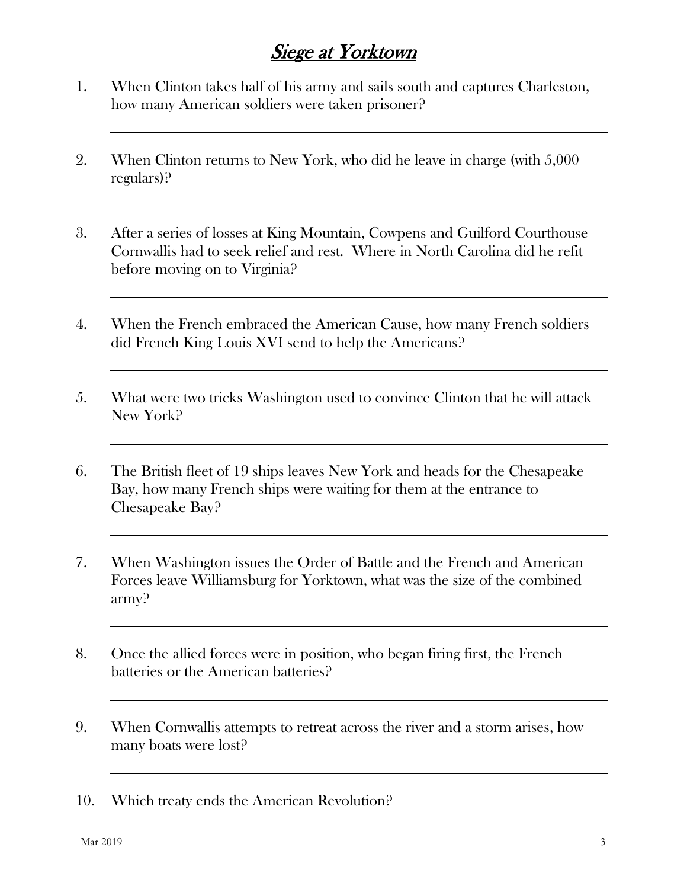# *Siege at Yorktown*

1. When Clinton takes half of his army and sails south and captures Charleston, how many American soldiers were taken prisoner?

___

2. When Clinton returns to New York, who did he leave in charge (with 5,000 regulars)?

___

3. After a series of losses at King Mountain, Cowpens and Guilford Courthouse Cornwallis had to seek relief and rest. Where in North Carolina did he refit before moving on to Virginia?

___

4. When the French embraced the American Cause, how many French soldiers did French King Louis XVI send to help the Americans?

___

5. What were two tricks Washington used to convince Clinton that he will attack New York?

___

6. The British fleet of 19 ships leaves New York and heads for the Chesapeake Bay, how many French ships were waiting for them at the entrance to Chesapeake Bay?

___

7. When Washington issues the Order of Battle and the French and American Forces leave Williamsburg for Yorktown, what was the size of the combined army?

___

8. Once the allied forces were in position, who began firing first, the French batteries or the American batteries?

___

9. When Cornwallis attempts to retreat across the river and a storm arises, how many boats were lost?

___

10. Which treaty ends the American Revolution?

___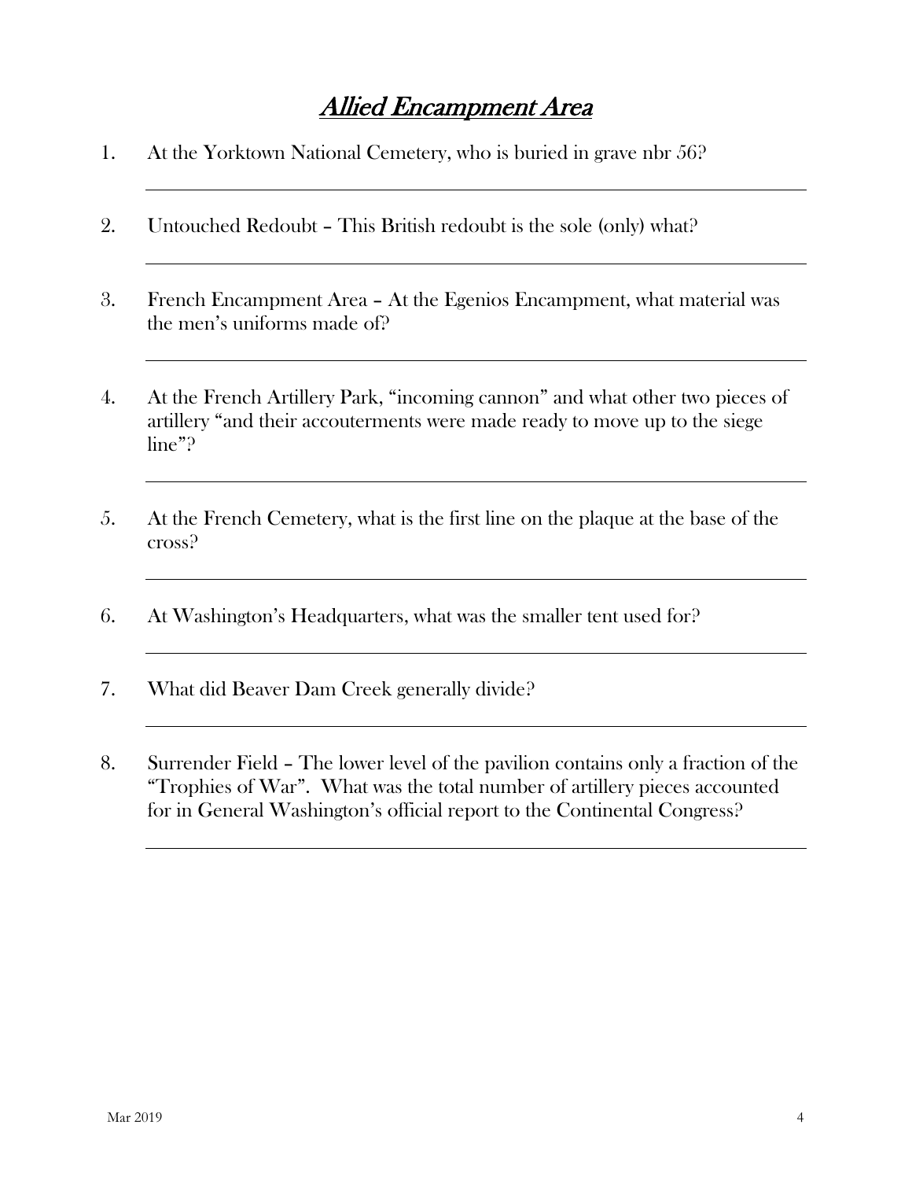# *Allied Encampment Area*

1. At the Yorktown National Cemetery, who is buried in grave nbr 56?

   ______________________________________________

2. Untouched Redoubt – This British redoubt is the sole (only) what?

   ______________________________________________

3. French Encampment Area – At the Egenios Encampment, what material was the men's uniforms made of?

   ______________________________________________

4. At the French Artillery Park, "incoming cannon" and what other two pieces of artillery "and their accouterments were made ready to move up to the siege line"?

   ______________________________________________

5. At the French Cemetery, what is the first line on the plaque at the base of the cross?

   ______________________________________________

6. At Washington's Headquarters, what was the smaller tent used for?

   ______________________________________________

7. What did Beaver Dam Creek generally divide?

   ______________________________________________

8. Surrender Field – The lower level of the pavilion contains only a fraction of the "Trophies of War". What was the total number of artillery pieces accounted for in General Washington's official report to the Continental Congress?

   ______________________________________________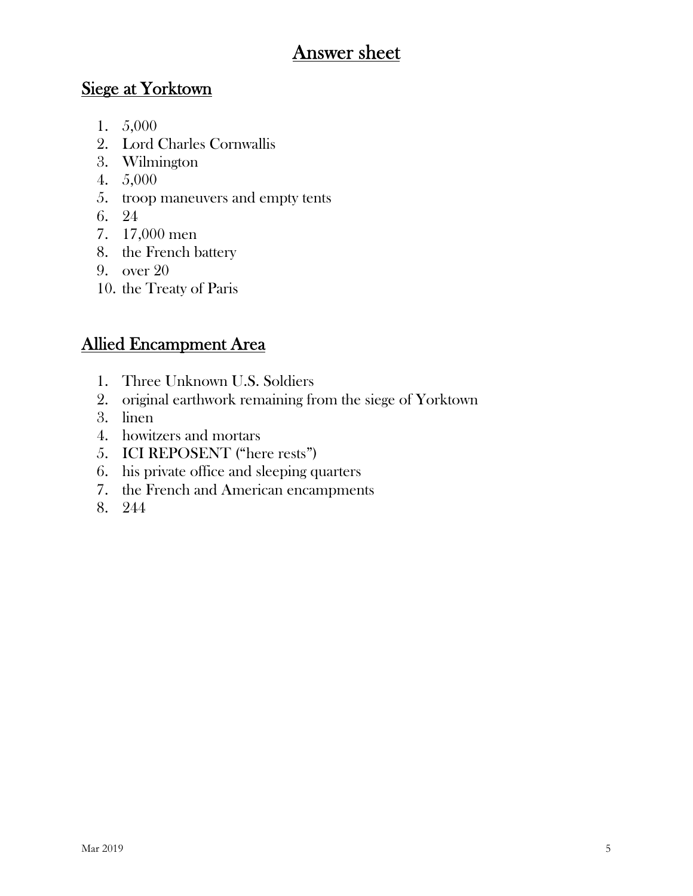# Answer sheet

## Siege at Yorktown

1. 5,000
2. Lord Charles Cornwallis
3. Wilmington
4. 5,000
5. troop maneuvers and empty tents
6. 24
7. 17,000 men
8. the French battery
9. over 20
10. the Treaty of Paris

## Allied Encampment Area

1. Three Unknown U.S. Soldiers
2. original earthwork remaining from the siege of Yorktown
3. linen
4. howitzers and mortars
5. ICI REPOSENT ("here rests")
6. his private office and sleeping quarters
7. the French and American encampments
8. 244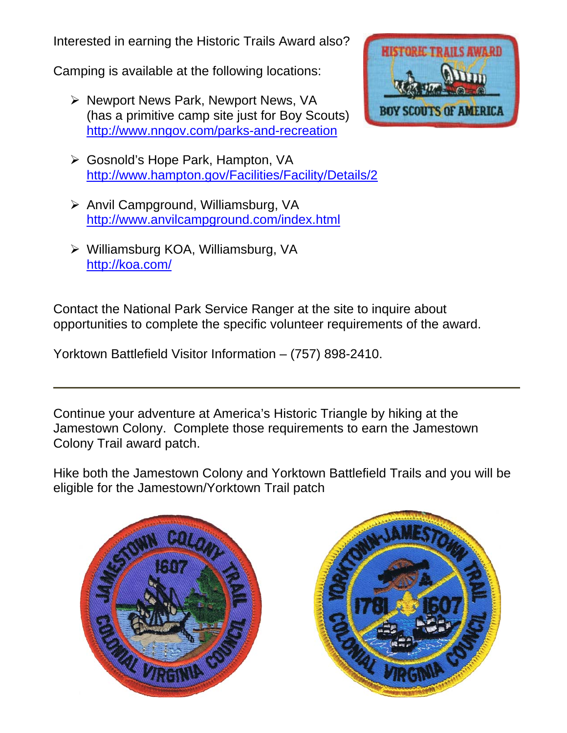Interested in earning the Historic Trails Award also?

Camping is available at the following locations:

- Newport News Park, Newport News, VA (has a primitive camp site just for Boy Scouts) http://www.nngov.com/parks-and-recreation
- Gosnold's Hope Park, Hampton, VA http://www.hampton.gov/Facilities/Facility/Details/2
- Anvil Campground, Williamsburg, VA http://www.anvilcampground.com/index.html
- Williamsburg KOA, Williamsburg, VA http://koa.com/

Contact the National Park Service Ranger at the site to inquire about opportunities to complete the specific volunteer requirements of the award.

Yorktown Battlefield Visitor Information – (757) 898-2410.

---

Continue your adventure at America's Historic Triangle by hiking at the Jamestown Colony. Complete those requirements to earn the Jamestown Colony Trail award patch.

Hike both the Jamestown Colony and Yorktown Battlefield Trails and you will be eligible for the Jamestown/Yorktown Trail patch